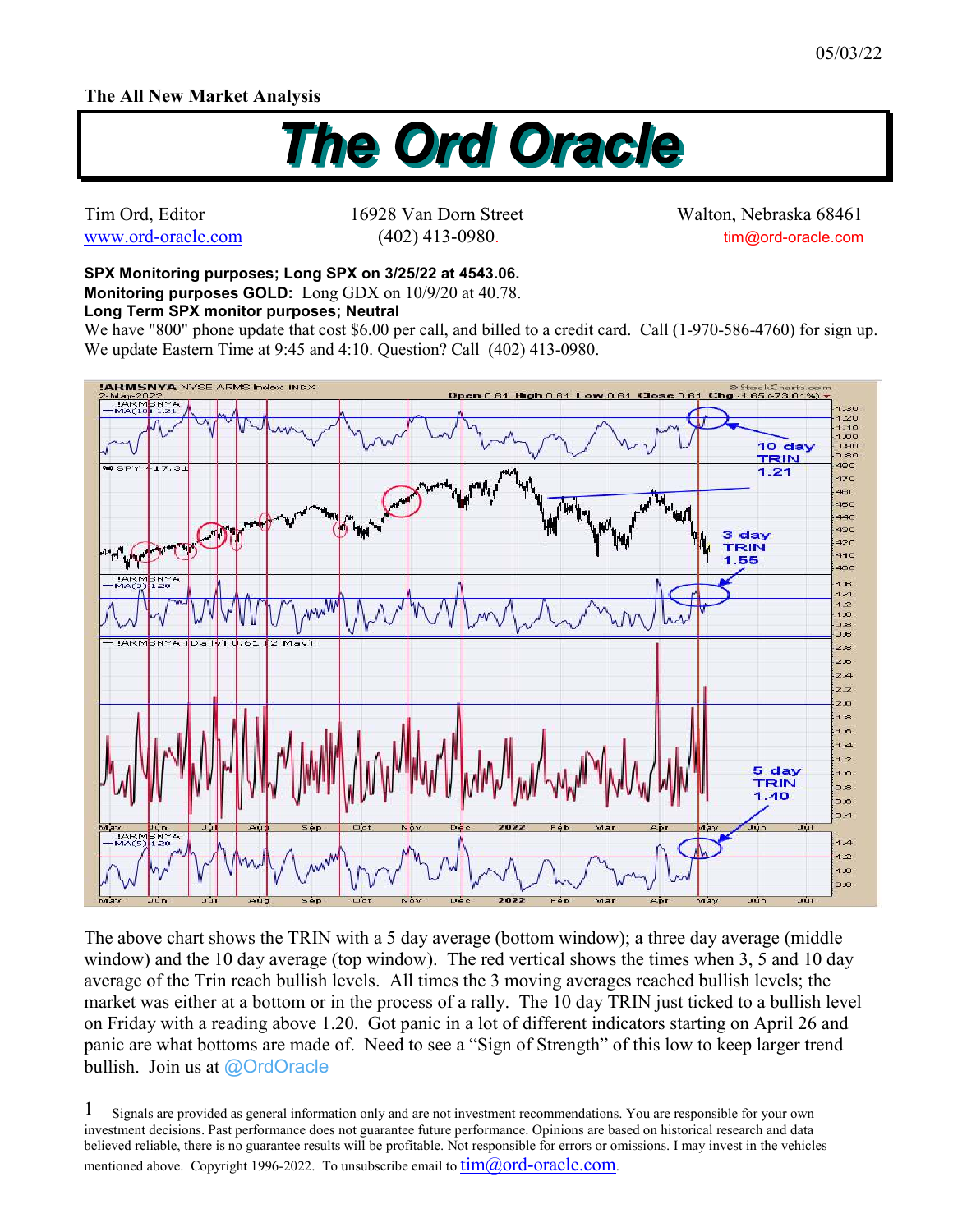05/03/22

**The All New Market Analysis**

# The Ord Oracle

Tim Ord, Editor
www.ord-oracle.com

16928 Van Dorn Street
(402) 413-0980.

Walton, Nebraska 68461
tim@ord-oracle.com

**SPX Monitoring purposes; Long SPX on 3/25/22 at 4543.06.**
**Monitoring purposes GOLD:** Long GDX on 10/9/20 at 40.78.
**Long Term SPX monitor purposes; Neutral**
We have "800" phone update that cost $6.00 per call, and billed to a credit card. Call (1-970-586-4760) for sign up. We update Eastern Time at 9:45 and 4:10. Question? Call (402) 413-0980.

The above chart shows the TRIN with a 5 day average (bottom window); a three day average (middle window) and the 10 day average (top window). The red vertical shows the times when 3, 5 and 10 day average of the Trin reach bullish levels. All times the 3 moving averages reached bullish levels; the market was either at a bottom or in the process of a rally. The 10 day TRIN just ticked to a bullish level on Friday with a reading above 1.20. Got panic in a lot of different indicators starting on April 26 and panic are what bottoms are made of. Need to see a "Sign of Strength" of this low to keep larger trend bullish. Join us at @OrdOracle

1 Signals are provided as general information only and are not investment recommendations. You are responsible for your own investment decisions. Past performance does not guarantee future performance. Opinions are based on historical research and data believed reliable, there is no guarantee results will be profitable. Not responsible for errors or omissions. I may invest in the vehicles mentioned above. Copyright 1996-2022. To unsubscribe email to tim@ord-oracle.com.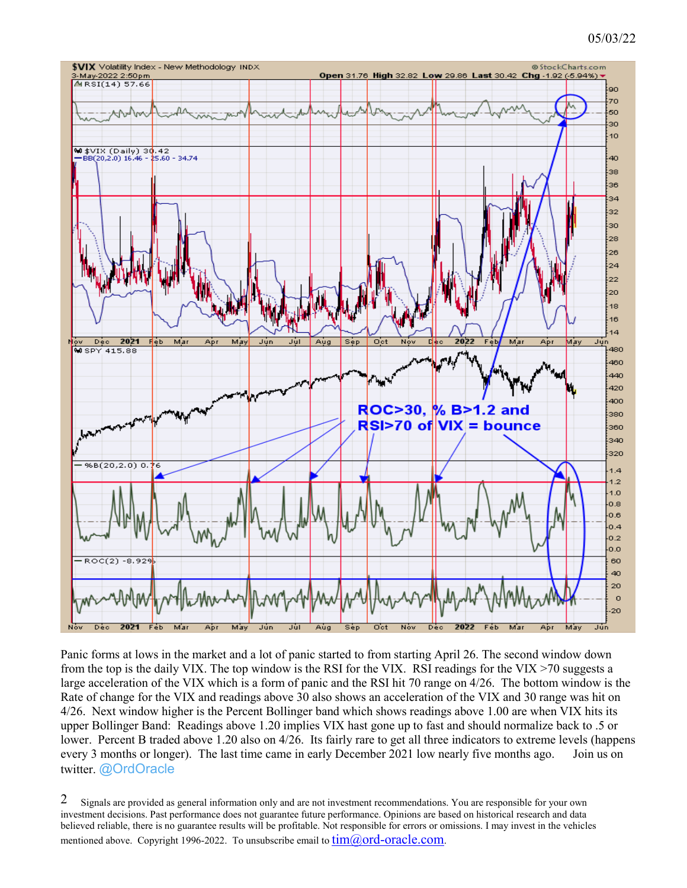05/03/22

Panic forms at lows in the market and a lot of panic started to from starting April 26. The second window down from the top is the daily VIX. The top window is the RSI for the VIX. RSI readings for the VIX >70 suggests a large acceleration of the VIX which is a form of panic and the RSI hit 70 range on 4/26. The bottom window is the Rate of change for the VIX and readings above 30 also shows an acceleration of the VIX and 30 range was hit on 4/26. Next window higher is the Percent Bollinger band which shows readings above 1.00 are when VIX hits its upper Bollinger Band: Readings above 1.20 implies VIX hast gone up to fast and should normalize back to .5 or lower. Percent B traded above 1.20 also on 4/26. Its fairly rare to get all three indicators to extreme levels (happens every 3 months or longer). The last time came in early December 2021 low nearly five months ago. Join us on twitter. @OrdOracle

Signals are provided as general information only and are not investment recommendations. You are responsible for your own investment decisions. Past performance does not guarantee future performance. Opinions are based on historical research and data believed reliable, there is no guarantee results will be profitable. Not responsible for errors or omissions. I may invest in the vehicles mentioned above. Copyright 1996-2022. To unsubscribe email to tim@ord-oracle.com.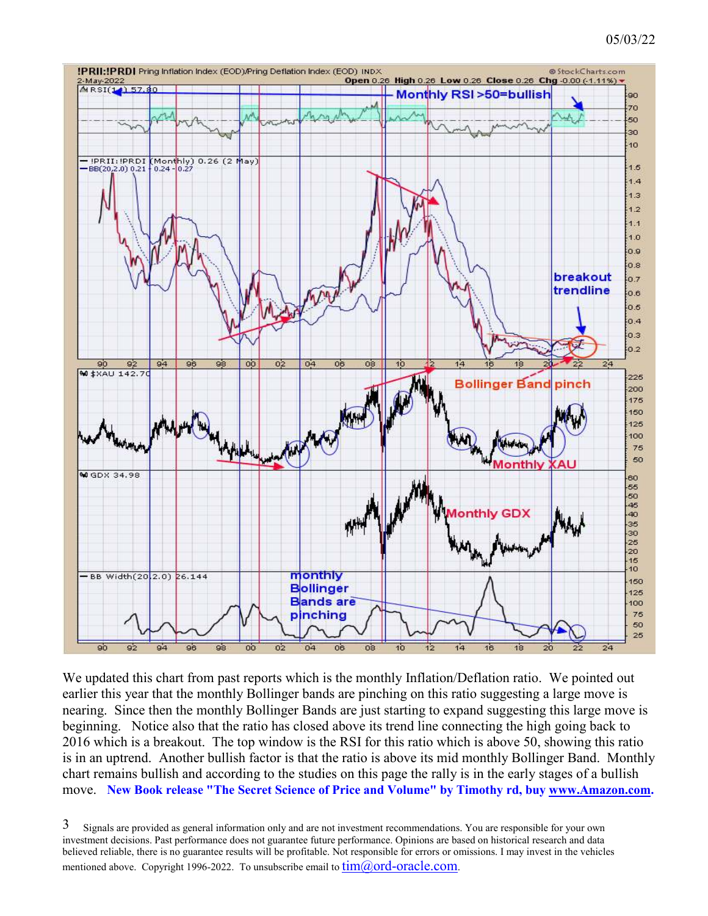05/03/22

!PRII:!PRDI Pring Inflation Index (EOD)/Pring Deflation Index (EOD) INDX
2-May-2022
Open 0.26 High 0.26 Low 0.26 Close 0.26 Chg -0.00 (-1.11%)
© StockCharts.com
RSI(14) 57.80
Monthly RSI >50=bullish
!PRII:!PRDI (Monthly) 0.26 (2 May)
BB(20,2.0) 0.21 - 0.24 - 0.27
breakout trendline
$XAU 142.70
Bollinger Band pinch
Monthly XAU
GDX 34.98
Monthly GDX
BB Width(20,2.0) 26.144
monthly Bollinger Bands are pinching

We updated this chart from past reports which is the monthly Inflation/Deflation ratio. We pointed out earlier this year that the monthly Bollinger bands are pinching on this ratio suggesting a large move is nearing. Since then the monthly Bollinger Bands are just starting to expand suggesting this large move is beginning. Notice also that the ratio has closed above its trend line connecting the high going back to 2016 which is a breakout. The top window is the RSI for this ratio which is above 50, showing this ratio is in an uptrend. Another bullish factor is that the ratio is above its mid monthly Bollinger Band. Monthly chart remains bullish and according to the studies on this page the rally is in the early stages of a bullish move. **New Book release "The Secret Science of Price and Volume" by Timothy rd, buy www.Amazon.com.**

Signals are provided as general information only and are not investment recommendations. You are responsible for your own investment decisions. Past performance does not guarantee future performance. Opinions are based on historical research and data believed reliable, there is no guarantee results will be profitable. Not responsible for errors or omissions. I may invest in the vehicles mentioned above. Copyright 1996-2022. To unsubscribe email to tim@ord-oracle.com.